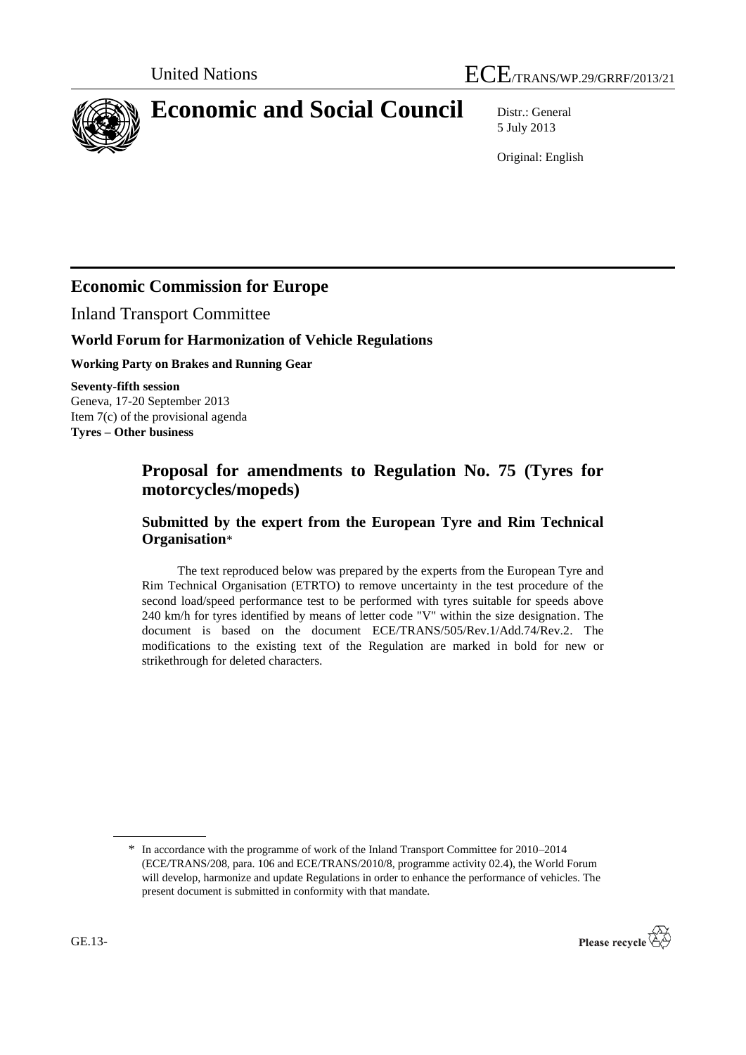United Nations

# ECE/TRANS/WP.29/GRRF/2013/21

# Economic and Social Council

Distr.: General
5 July 2013

Original: English

## Economic Commission for Europe

Inland Transport Committee

### World Forum for Harmonization of Vehicle Regulations

**Working Party on Brakes and Running Gear**

**Seventy-fifth session**
Geneva, 17-20 September 2013
Item 7(c) of the provisional agenda
**Tyres – Other business**

## Proposal for amendments to Regulation No. 75 (Tyres for motorcycles/mopeds)

### Submitted by the expert from the European Tyre and Rim Technical Organisation*

The text reproduced below was prepared by the experts from the European Tyre and Rim Technical Organisation (ETRTO) to remove uncertainty in the test procedure of the second load/speed performance test to be performed with tyres suitable for speeds above 240 km/h for tyres identified by means of letter code "V" within the size designation. The document is based on the document ECE/TRANS/505/Rev.1/Add.74/Rev.2. The modifications to the existing text of the Regulation are marked in bold for new or strikethrough for deleted characters.

\* In accordance with the programme of work of the Inland Transport Committee for 2010–2014 (ECE/TRANS/208, para. 106 and ECE/TRANS/2010/8, programme activity 02.4), the World Forum will develop, harmonize and update Regulations in order to enhance the performance of vehicles. The present document is submitted in conformity with that mandate.

GE.13-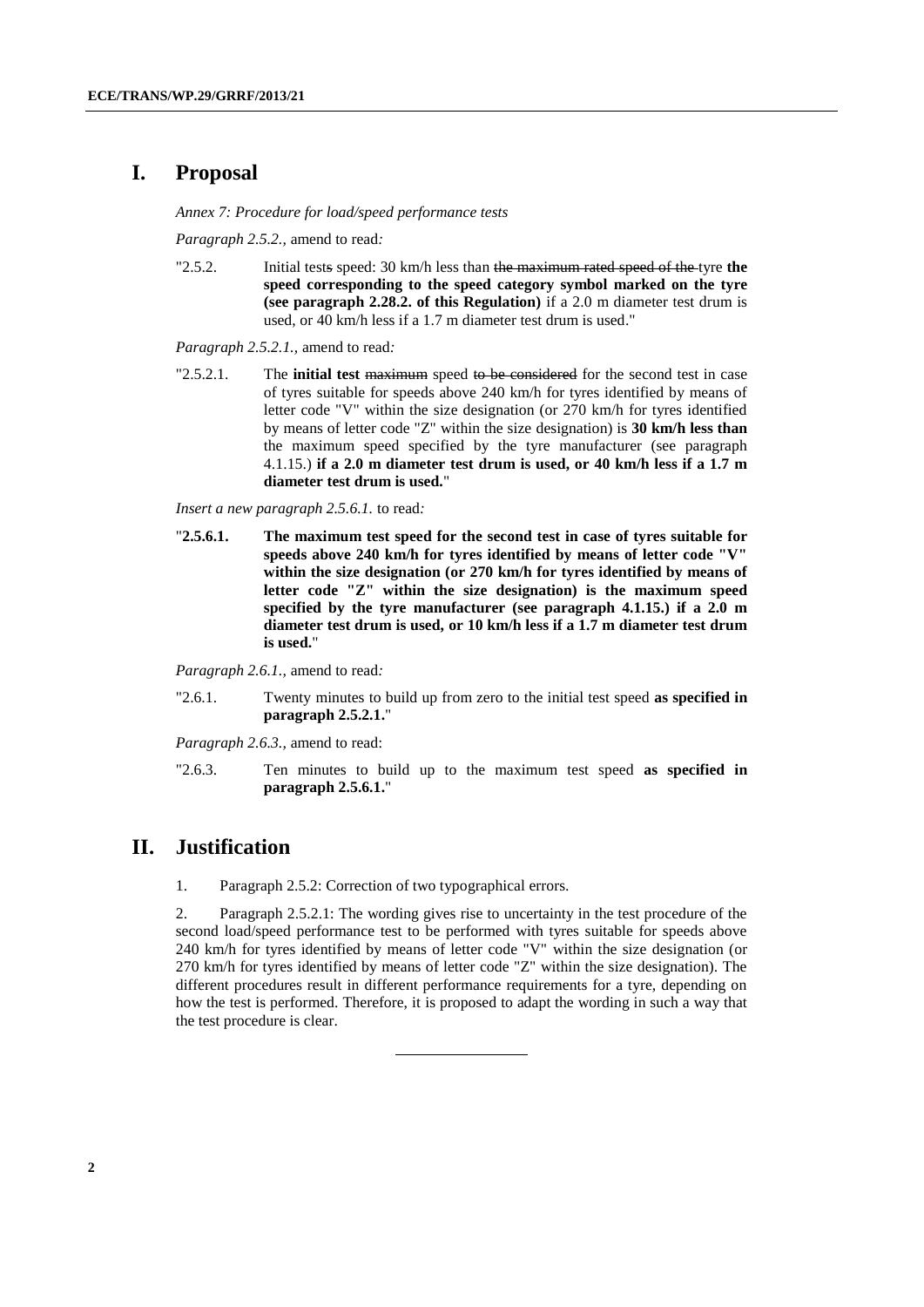# I. Proposal

*Annex 7: Procedure for load/speed performance tests*

*Paragraph 2.5.2.,* amend to read*:*

"2.5.2. Initial tests speed: 30 km/h less than ~~the maximum rated speed of the~~ tyre **the speed corresponding to the speed category symbol marked on the tyre (see paragraph 2.28.2. of this Regulation)** if a 2.0 m diameter test drum is used, or 40 km/h less if a 1.7 m diameter test drum is used."

*Paragraph 2.5.2.1.,* amend to read*:*

"2.5.2.1. The **initial test** ~~maximum~~ speed ~~to be considered~~ for the second test in case of tyres suitable for speeds above 240 km/h for tyres identified by means of letter code "V" within the size designation (or 270 km/h for tyres identified by means of letter code "Z" within the size designation) is **30 km/h less than** the maximum speed specified by the tyre manufacturer (see paragraph 4.1.15.) **if a 2.0 m diameter test drum is used, or 40 km/h less if a 1.7 m diameter test drum is used.**"

*Insert a new paragraph 2.5.6.1.* to read*:*

"**2.5.6.1. The maximum test speed for the second test in case of tyres suitable for speeds above 240 km/h for tyres identified by means of letter code "V" within the size designation (or 270 km/h for tyres identified by means of letter code "Z" within the size designation) is the maximum speed specified by the tyre manufacturer (see paragraph 4.1.15.) if a 2.0 m diameter test drum is used, or 10 km/h less if a 1.7 m diameter test drum is used.**"

*Paragraph 2.6.1.,* amend to read*:*

"2.6.1. Twenty minutes to build up from zero to the initial test speed **as specified in paragraph 2.5.2.1.**"

*Paragraph 2.6.3.,* amend to read:

"2.6.3. Ten minutes to build up to the maximum test speed **as specified in paragraph 2.5.6.1.**"

# II. Justification

1. Paragraph 2.5.2: Correction of two typographical errors.

2. Paragraph 2.5.2.1: The wording gives rise to uncertainty in the test procedure of the second load/speed performance test to be performed with tyres suitable for speeds above 240 km/h for tyres identified by means of letter code "V" within the size designation (or 270 km/h for tyres identified by means of letter code "Z" within the size designation). The different procedures result in different performance requirements for a tyre, depending on how the test is performed. Therefore, it is proposed to adapt the wording in such a way that the test procedure is clear.